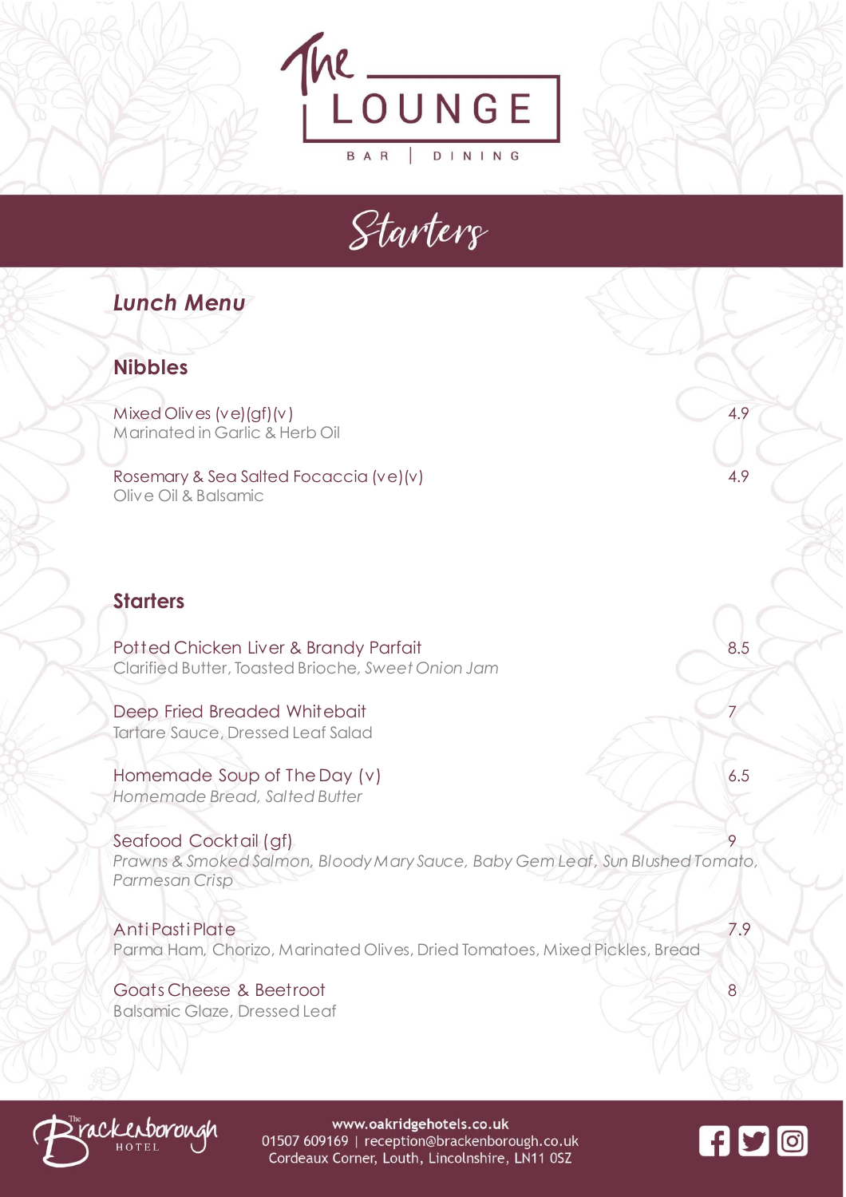# The LOUNGE

BAR | DINING

## Starters

### *Lunch Menu*

### Nibbles

| Item | Price |
| --- | --- |
| Mixed Olives (ve)(gf)(v)<br>Marinated in Garlic & Herb Oil | 4.9 |
| Rosemary & Sea Salted Focaccia (ve)(v)<br>Olive Oil & Balsamic | 4.9 |

### Starters

| Item | Price |
| --- | --- |
| Potted Chicken Liver & Brandy Parfait<br>Clarified Butter, Toasted Brioche, *Sweet Onion Jam* | 8.5 |
| Deep Fried Breaded Whitebait<br>Tartare Sauce, Dressed Leaf Salad | 7 |
| Homemade Soup of The Day (v)<br>*Homemade Bread, Salted Butter* | 6.5 |
| Seafood Cocktail (gf)<br>*Prawns & Smoked Salmon, Bloody Mary Sauce, Baby Gem Leaf, Sun Blushed Tomato, Parmesan Crisp* | 9 |
| Anti Pasti Plate<br>Parma Ham, Chorizo, Marinated Olives, Dried Tomatoes, Mixed Pickles, Bread | 7.9 |
| Goats Cheese & Beetroot<br>Balsamic Glaze, Dressed Leaf | 8 |

The Brackenborough Hotel

www.oakridgehotels.co.uk
01507 609169 | reception@brackenborough.co.uk
Cordeaux Corner, Louth, Lincolnshire, LN11 0SZ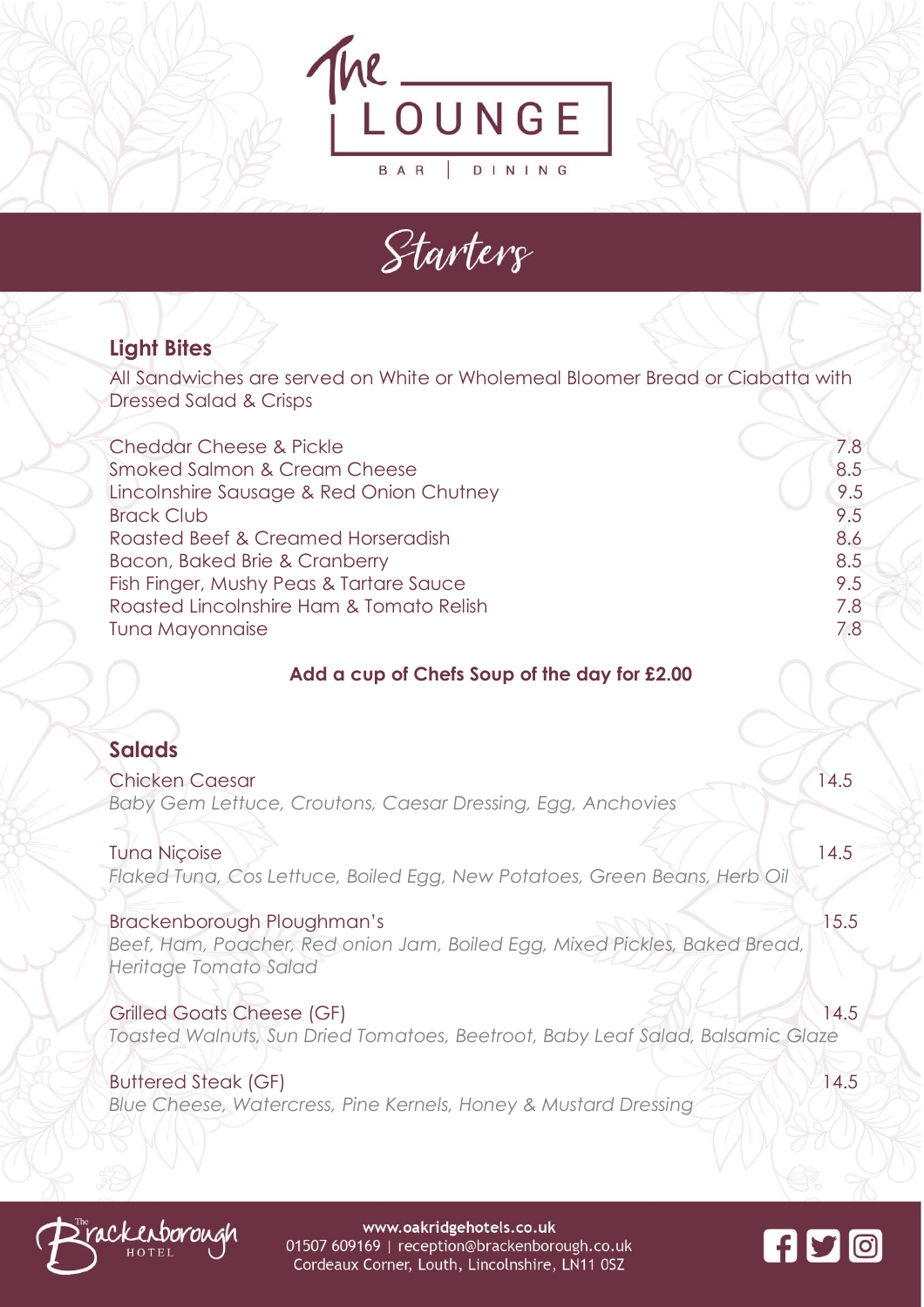# The LOUNGE

BAR | DINING

## Starters

### Light Bites

All Sandwiches are served on White or Wholemeal Bloomer Bread or Ciabatta with Dressed Salad & Crisps

| | |
|---|---|
| Cheddar Cheese & Pickle | 7.8 |
| Smoked Salmon & Cream Cheese | 8.5 |
| Lincolnshire Sausage & Red Onion Chutney | 9.5 |
| Brack Club | 9.5 |
| Roasted Beef & Creamed Horseradish | 8.6 |
| Bacon, Baked Brie & Cranberry | 8.5 |
| Fish Finger, Mushy Peas & Tartare Sauce | 9.5 |
| Roasted Lincolnshire Ham & Tomato Relish | 7.8 |
| Tuna Mayonnaise | 7.8 |

**Add a cup of Chefs Soup of the day for £2.00**

### Salads

Chicken Caesar 14.5
*Baby Gem Lettuce, Croutons, Caesar Dressing, Egg, Anchovies*

Tuna Niçoise 14.5
*Flaked Tuna, Cos Lettuce, Boiled Egg, New Potatoes, Green Beans, Herb Oil*

Brackenborough Ploughman's 15.5
*Beef, Ham, Poacher, Red onion Jam, Boiled Egg, Mixed Pickles, Baked Bread, Heritage Tomato Salad*

Grilled Goats Cheese (GF) 14.5
*Toasted Walnuts, Sun Dried Tomatoes, Beetroot, Baby Leaf Salad, Balsamic Glaze*

Buttered Steak (GF) 14.5
*Blue Cheese, Watercress, Pine Kernels, Honey & Mustard Dressing*

Brackenborough HOTEL

www.oakridgehotels.co.uk
01507 609169 | reception@brackenborough.co.uk
Cordeaux Corner, Louth, Lincolnshire, LN11 0SZ